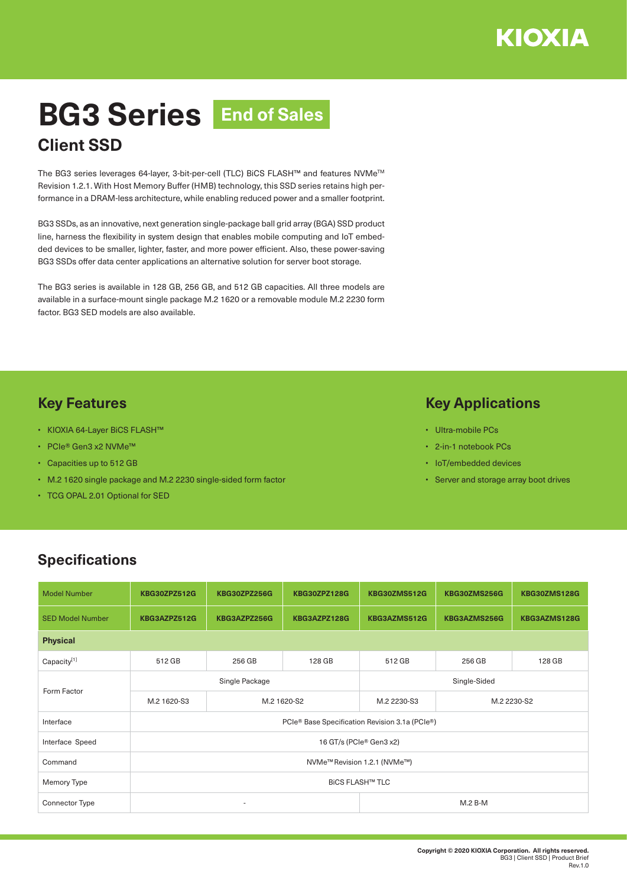KIOXIA

# BG3 Series End of Sales

## Client SSD

The BG3 series leverages 64-layer, 3-bit-per-cell (TLC) BiCS FLASH™ and features NVMe™ Revision 1.2.1. With Host Memory Buffer (HMB) technology, this SSD series retains high performance in a DRAM-less architecture, while enabling reduced power and a smaller footprint.

BG3 SSDs, as an innovative, next generation single-package ball grid array (BGA) SSD product line, harness the flexibility in system design that enables mobile computing and IoT embedded devices to be smaller, lighter, faster, and more power efficient. Also, these power-saving BG3 SSDs offer data center applications an alternative solution for server boot storage.

The BG3 series is available in 128 GB, 256 GB, and 512 GB capacities. All three models are available in a surface-mount single package M.2 1620 or a removable module M.2 2230 form factor. BG3 SED models are also available.

## Key Features

- KIOXIA 64-Layer BiCS FLASH™
- PCIe® Gen3 x2 NVMe™
- Capacities up to 512 GB
- M.2 1620 single package and M.2 2230 single-sided form factor
- TCG OPAL 2.01 Optional for SED

## Key Applications

- Ultra-mobile PCs
- 2-in-1 notebook PCs
- IoT/embedded devices
- Server and storage array boot drives

## Specifications

| Model Number | KBG30ZPZ512G | KBG30ZPZ256G | KBG30ZPZ128G | KBG30ZMS512G | KBG30ZMS256G | KBG30ZMS128G |
|---|---|---|---|---|---|---|
| SED Model Number | KBG3AZPZ512G | KBG3AZPZ256G | KBG3AZPZ128G | KBG3AZMS512G | KBG3AZMS256G | KBG3AZMS128G |
| **Physical** | | | | | | |
| Capacity[1] | 512 GB | 256 GB | 128 GB | 512 GB | 256 GB | 128 GB |
| Form Factor | Single Package | | | Single-Sided | | |
| | M.2 1620-S3 | M.2 1620-S2 | | M.2 2230-S3 | M.2 2230-S2 | |
| Interface | PCIe® Base Specification Revision 3.1a (PCIe®) | | | | | |
| Interface Speed | 16 GT/s (PCIe® Gen3 x2) | | | | | |
| Command | NVMe™ Revision 1.2.1 (NVMe™) | | | | | |
| Memory Type | BiCS FLASH™ TLC | | | | | |
| Connector Type | - | | | M.2 B-M | | |

**Copyright © 2020 KIOXIA Corporation. All rights reserved.**
BG3 | Client SSD | Product Brief
Rev.1.0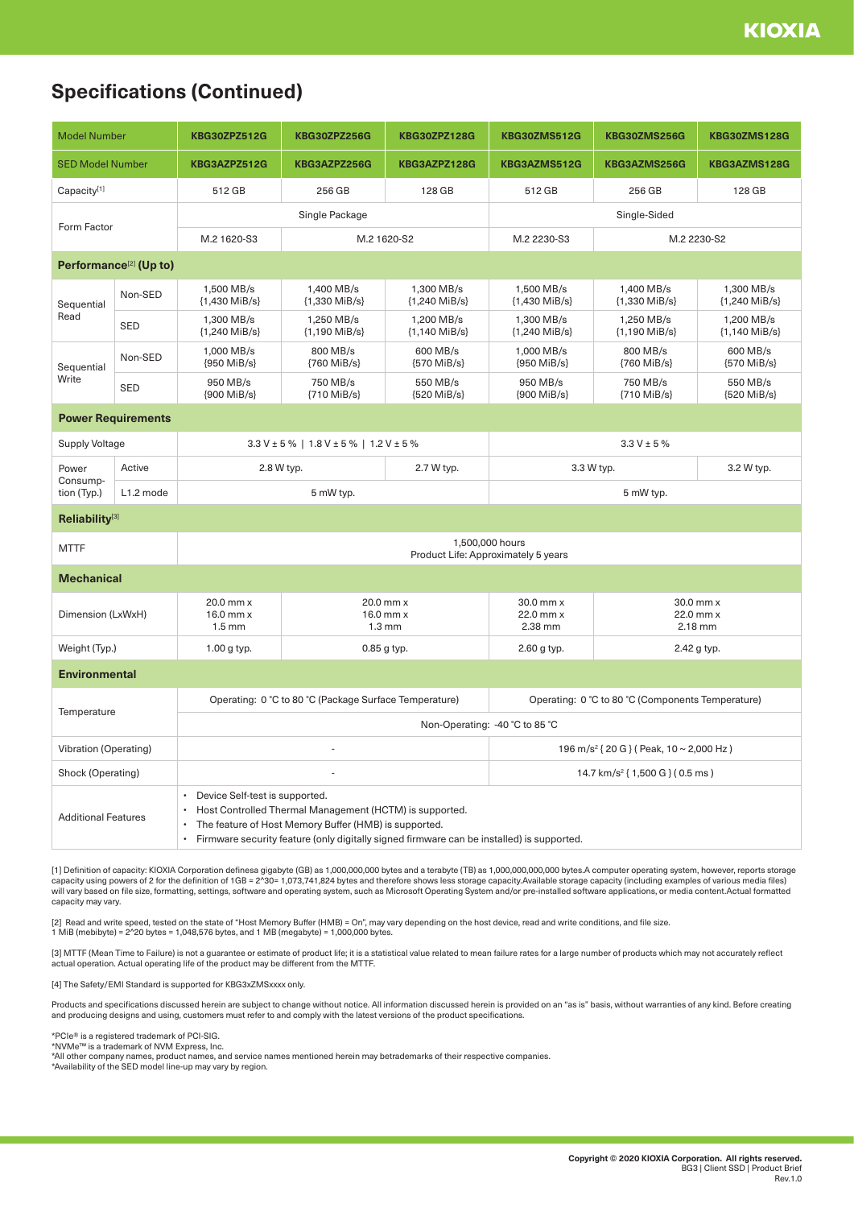## Specifications (Continued)

| Model Number | | KBG30ZPZ512G | KBG30ZPZ256G | KBG30ZPZ128G | KBG30ZMS512G | KBG30ZMS256G | KBG30ZMS128G |
|---|---|---|---|---|---|---|---|
| SED Model Number | | KBG3AZPZ512G | KBG3AZPZ256G | KBG3AZPZ128G | KBG3AZMS512G | KBG3AZMS256G | KBG3AZMS128G |
| Capacity[1] | | 512 GB | 256 GB | 128 GB | 512 GB | 256 GB | 128 GB |
| Form Factor | | Single Package | | | Single-Sided | | |
| | | M.2 1620-S3 | M.2 1620-S2 | | M.2 2230-S3 | M.2 2230-S2 | |
| **Performance[2] (Up to)** | | | | | | | |
| Sequential Read | Non-SED | 1,500 MB/s {1,430 MiB/s} | 1,400 MB/s {1,330 MiB/s} | 1,300 MB/s {1,240 MiB/s} | 1,500 MB/s {1,430 MiB/s} | 1,400 MB/s {1,330 MiB/s} | 1,300 MB/s {1,240 MiB/s} |
| | SED | 1,300 MB/s {1,240 MiB/s} | 1,250 MB/s {1,190 MiB/s} | 1,200 MB/s {1,140 MiB/s} | 1,300 MB/s {1,240 MiB/s} | 1,250 MB/s {1,190 MiB/s} | 1,200 MB/s {1,140 MiB/s} |
| Sequential Write | Non-SED | 1,000 MB/s {950 MiB/s} | 800 MB/s {760 MiB/s} | 600 MB/s {570 MiB/s} | 1,000 MB/s {950 MiB/s} | 800 MB/s {760 MiB/s} | 600 MB/s {570 MiB/s} |
| | SED | 950 MB/s {900 MiB/s} | 750 MB/s {710 MiB/s} | 550 MB/s {520 MiB/s} | 950 MB/s {900 MiB/s} | 750 MB/s {710 MiB/s} | 550 MB/s {520 MiB/s} |
| **Power Requirements** | | | | | | | |
| Supply Voltage | | 3.3 V ± 5 % \| 1.8 V ± 5 % \| 1.2 V ± 5 % | | | 3.3 V ± 5 % | | |
| Power Consumption (Typ.) | Active | 2.8 W typ. | | 2.7 W typ. | 3.3 W typ. | | 3.2 W typ. |
| | L1.2 mode | 5 mW typ. | | | 5 mW typ. | | |
| **Reliability[3]** | | | | | | | |
| MTTF | | 1,500,000 hours<br>Product Life: Approximately 5 years | | | | | |
| **Mechanical** | | | | | | | |
| Dimension (LxWxH) | | 20.0 mm x 16.0 mm x 1.5 mm | 20.0 mm x 16.0 mm x 1.3 mm | | 30.0 mm x 22.0 mm x 2.38 mm | 30.0 mm x 22.0 mm x 2.18 mm | |
| Weight (Typ.) | | 1.00 g typ. | 0.85 g typ. | | 2.60 g typ. | 2.42 g typ. | |
| **Environmental** | | | | | | | |
| Temperature | | Operating: 0 °C to 80 °C (Package Surface Temperature) | | | Operating: 0 °C to 80 °C (Components Temperature) | | |
| | | Non-Operating: -40 °C to 85 °C | | | | | |
| Vibration (Operating) | | - | | | 196 m/s² { 20 G } ( Peak, 10 ~ 2,000 Hz ) | | |
| Shock (Operating) | | - | | | 14.7 km/s² { 1,500 G } ( 0.5 ms ) | | |
| Additional Features | | • Device Self-test is supported.<br>• Host Controlled Thermal Management (HCTM) is supported.<br>• The feature of Host Memory Buffer (HMB) is supported.<br>• Firmware security feature (only digitally signed firmware can be installed) is supported. | | | | | |

[1] Definition of capacity: KIOXIA Corporation definesa gigabyte (GB) as 1,000,000,000 bytes and a terabyte (TB) as 1,000,000,000,000 bytes.A computer operating system, however, reports storage capacity using powers of 2 for the definition of 1GB = 2^30= 1,073,741,824 bytes and therefore shows less storage capacity.Available storage capacity (including examples of various media files) will vary based on file size, formatting, settings, software and operating system, such as Microsoft Operating System and/or pre-installed software applications, or media content.Actual formatted capacity may vary.

[2] Read and write speed, tested on the state of "Host Memory Buffer (HMB) = On", may vary depending on the host device, read and write conditions, and file size.
1 MiB (mebibyte) = 2^20 bytes = 1,048,576 bytes, and 1 MB (megabyte) = 1,000,000 bytes.

[3] MTTF (Mean Time to Failure) is not a guarantee or estimate of product life; it is a statistical value related to mean failure rates for a large number of products which may not accurately reflect actual operation. Actual operating life of the product may be different from the MTTF.

[4] The Safety/EMI Standard is supported for KBG3xZMSxxxx only.

Products and specifications discussed herein are subject to change without notice. All information discussed herein is provided on an "as is" basis, without warranties of any kind. Before creating and producing designs and using, customers must refer to and comply with the latest versions of the product specifications.

*PCIe® is a registered trademark of PCI-SIG.
*NVMe™ is a trademark of NVM Express, Inc.
*All other company names, product names, and service names mentioned herein may betrademarks of their respective companies.
*Availability of the SED model line-up may vary by region.

**Copyright © 2020 KIOXIA Corporation. All rights reserved.**
BG3 | Client SSD | Product Brief
Rev.1.0